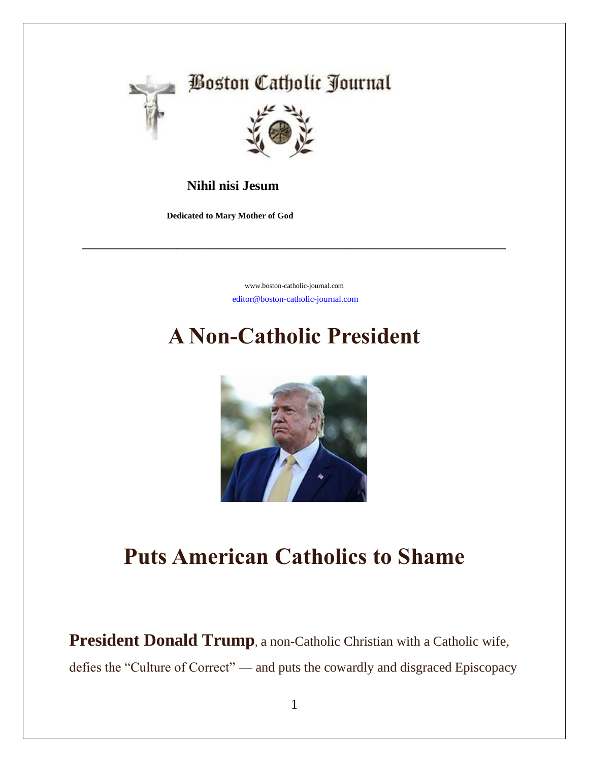# Boston Catholic Journal

**Nihil nisi Jesum**

**Dedicated to Mary Mother of God**

---

www.boston-catholic-journal.com

editor@boston-catholic-journal.com

# A Non-Catholic President

# Puts American Catholics to Shame

**President Donald Trump**, a non-Catholic Christian with a Catholic wife, defies the "Culture of Correct" — and puts the cowardly and disgraced Episcopacy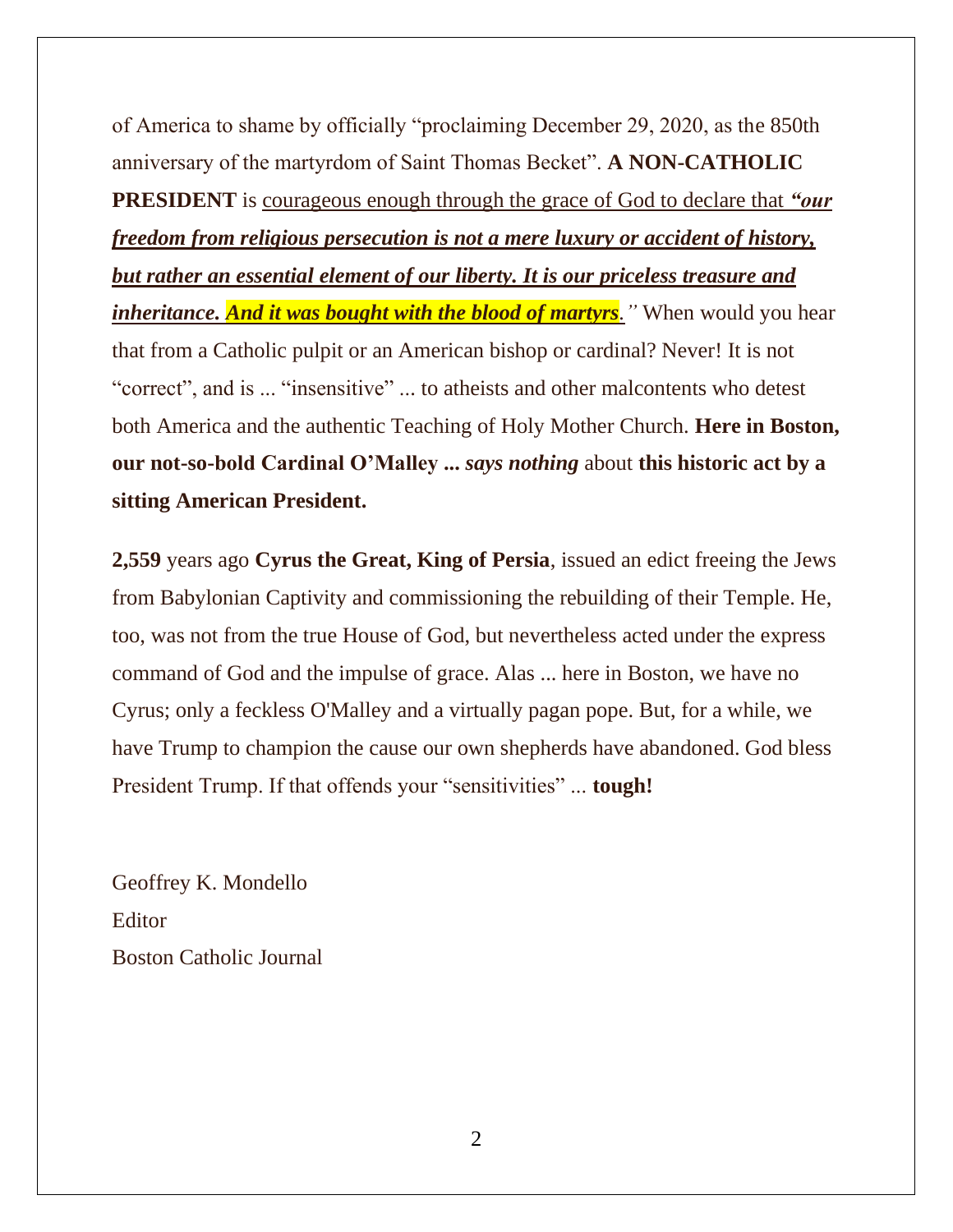of America to shame by officially "proclaiming December 29, 2020, as the 850th anniversary of the martyrdom of Saint Thomas Becket". **A NON-CATHOLIC PRESIDENT** is courageous enough through the grace of God to declare that ***"our freedom from religious persecution is not a mere luxury or accident of history, but rather an essential element of our liberty. It is our priceless treasure and inheritance. And it was bought with the blood of martyrs."*** When would you hear that from a Catholic pulpit or an American bishop or cardinal? Never! It is not "correct", and is ... "insensitive" ... to atheists and other malcontents who detest both America and the authentic Teaching of Holy Mother Church. **Here in Boston, our not-so-bold Cardinal O'Malley ...** ***says nothing*** about **this historic act by a sitting American President.**

**2,559** years ago **Cyrus the Great, King of Persia**, issued an edict freeing the Jews from Babylonian Captivity and commissioning the rebuilding of their Temple. He, too, was not from the true House of God, but nevertheless acted under the express command of God and the impulse of grace. Alas ... here in Boston, we have no Cyrus; only a feckless O'Malley and a virtually pagan pope. But, for a while, we have Trump to champion the cause our own shepherds have abandoned. God bless President Trump. If that offends your "sensitivities" ... **tough!**

Geoffrey K. Mondello
Editor
Boston Catholic Journal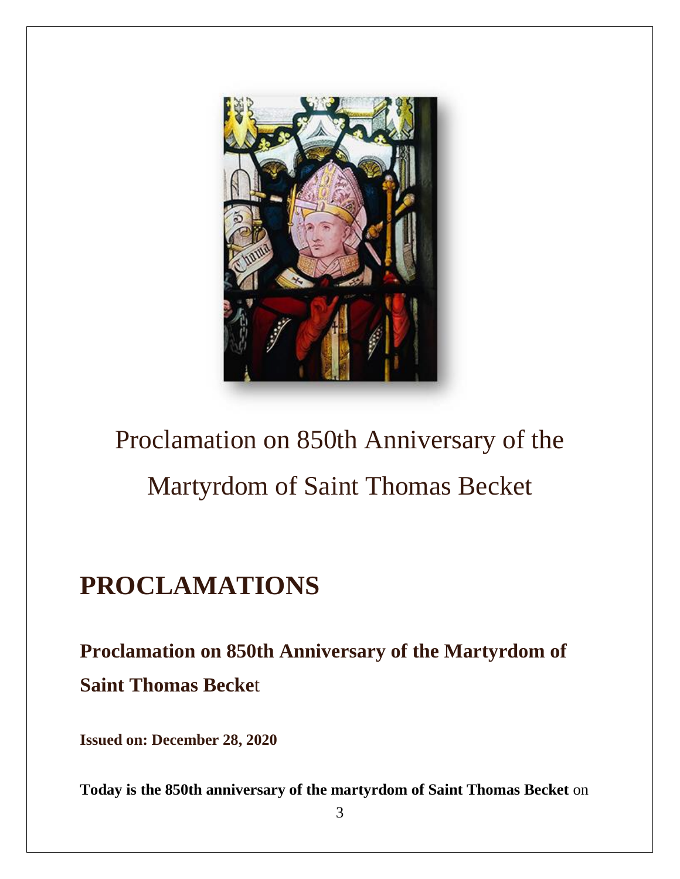Proclamation on 850th Anniversary of the Martyrdom of Saint Thomas Becket

# PROCLAMATIONS

## Proclamation on 850th Anniversary of the Martyrdom of Saint Thomas Becket

**Issued on: December 28, 2020**

**Today is the 850th anniversary of the martyrdom of Saint Thomas Becket** on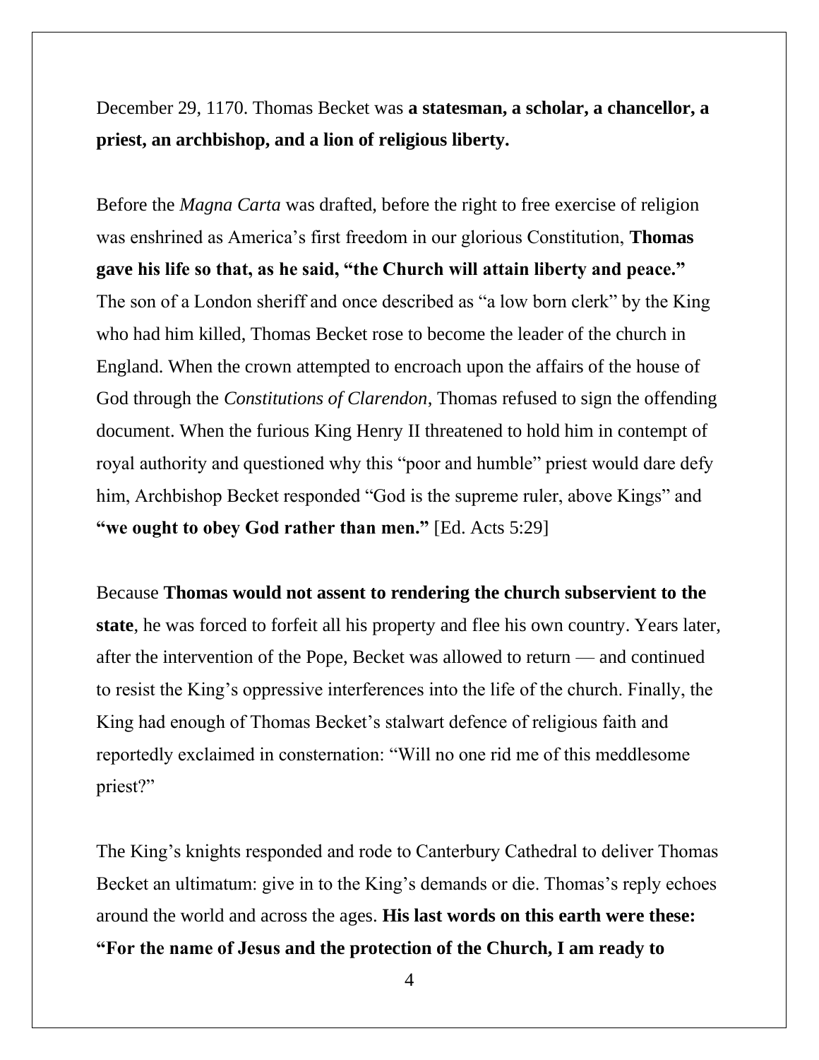December 29, 1170. Thomas Becket was **a statesman, a scholar, a chancellor, a priest, an archbishop, and a lion of religious liberty.**

Before the *Magna Carta* was drafted, before the right to free exercise of religion was enshrined as America's first freedom in our glorious Constitution, **Thomas gave his life so that, as he said, "the Church will attain liberty and peace."** The son of a London sheriff and once described as "a low born clerk" by the King who had him killed, Thomas Becket rose to become the leader of the church in England. When the crown attempted to encroach upon the affairs of the house of God through the *Constitutions of Clarendon*, Thomas refused to sign the offending document. When the furious King Henry II threatened to hold him in contempt of royal authority and questioned why this "poor and humble" priest would dare defy him, Archbishop Becket responded "God is the supreme ruler, above Kings" and **"we ought to obey God rather than men."** [Ed. Acts 5:29]

Because **Thomas would not assent to rendering the church subservient to the state**, he was forced to forfeit all his property and flee his own country. Years later, after the intervention of the Pope, Becket was allowed to return — and continued to resist the King's oppressive interferences into the life of the church. Finally, the King had enough of Thomas Becket's stalwart defence of religious faith and reportedly exclaimed in consternation: "Will no one rid me of this meddlesome priest?"

The King's knights responded and rode to Canterbury Cathedral to deliver Thomas Becket an ultimatum: give in to the King's demands or die. Thomas's reply echoes around the world and across the ages. **His last words on this earth were these: "For the name of Jesus and the protection of the Church, I am ready to**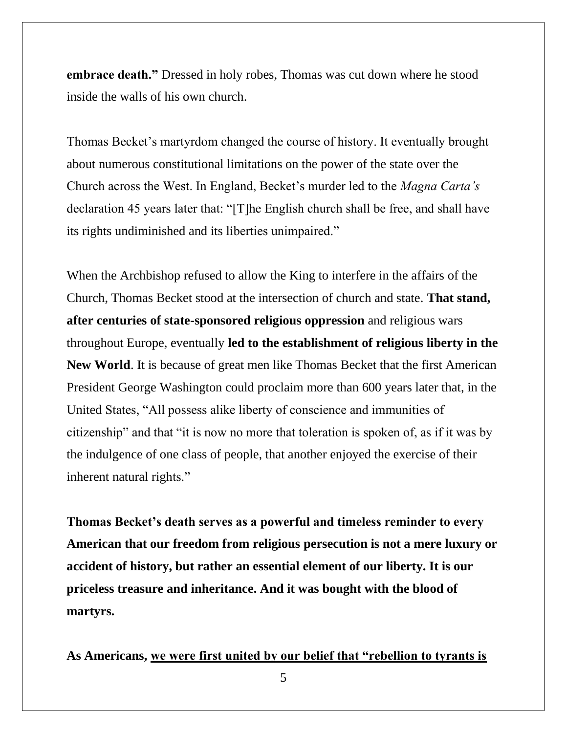**embrace death."** Dressed in holy robes, Thomas was cut down where he stood inside the walls of his own church.

Thomas Becket's martyrdom changed the course of history. It eventually brought about numerous constitutional limitations on the power of the state over the Church across the West. In England, Becket's murder led to the *Magna Carta's* declaration 45 years later that: "[T]he English church shall be free, and shall have its rights undiminished and its liberties unimpaired."

When the Archbishop refused to allow the King to interfere in the affairs of the Church, Thomas Becket stood at the intersection of church and state. **That stand, after centuries of state-sponsored religious oppression** and religious wars throughout Europe, eventually **led to the establishment of religious liberty in the New World**. It is because of great men like Thomas Becket that the first American President George Washington could proclaim more than 600 years later that, in the United States, "All possess alike liberty of conscience and immunities of citizenship" and that "it is now no more that toleration is spoken of, as if it was by the indulgence of one class of people, that another enjoyed the exercise of their inherent natural rights."

**Thomas Becket's death serves as a powerful and timeless reminder to every American that our freedom from religious persecution is not a mere luxury or accident of history, but rather an essential element of our liberty. It is our priceless treasure and inheritance. And it was bought with the blood of martyrs.**

**As Americans, <u>we were first united by our belief that "rebellion to tyrants is</u>**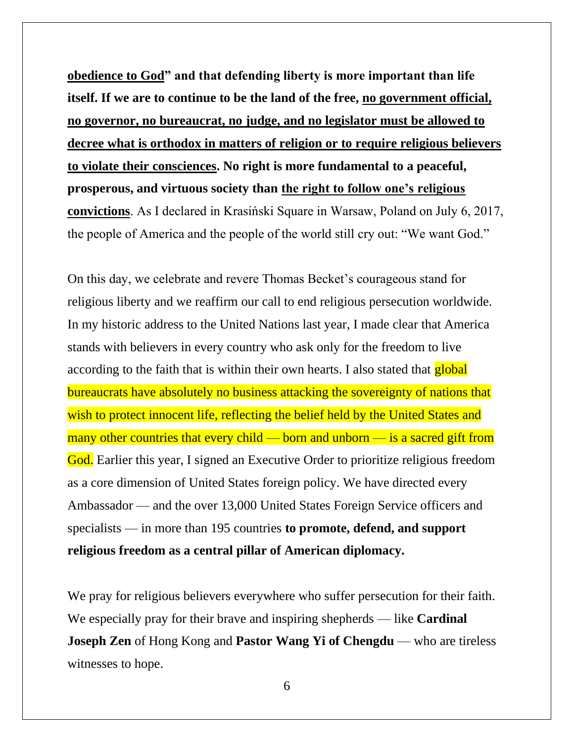**<u>obedience to God</u>" and that defending liberty is more important than life itself. If we are to continue to be the land of the free, <u>no government official, no governor, no bureaucrat, no judge, and no legislator must be allowed to decree what is orthodox in matters of religion or to require religious believers to violate their consciences</u>. No right is more fundamental to a peaceful, prosperous, and virtuous society than <u>the right to follow one's religious convictions</u>**. As I declared in Krasiński Square in Warsaw, Poland on July 6, 2017, the people of America and the people of the world still cry out: "We want God."

On this day, we celebrate and revere Thomas Becket's courageous stand for religious liberty and we reaffirm our call to end religious persecution worldwide. In my historic address to the United Nations last year, I made clear that America stands with believers in every country who ask only for the freedom to live according to the faith that is within their own hearts. I also stated that global bureaucrats have absolutely no business attacking the sovereignty of nations that wish to protect innocent life, reflecting the belief held by the United States and many other countries that every child — born and unborn — is a sacred gift from God. Earlier this year, I signed an Executive Order to prioritize religious freedom as a core dimension of United States foreign policy. We have directed every Ambassador — and the over 13,000 United States Foreign Service officers and specialists — in more than 195 countries **to promote, defend, and support religious freedom as a central pillar of American diplomacy.**

We pray for religious believers everywhere who suffer persecution for their faith. We especially pray for their brave and inspiring shepherds — like **Cardinal Joseph Zen** of Hong Kong and **Pastor Wang Yi of Chengdu** — who are tireless witnesses to hope.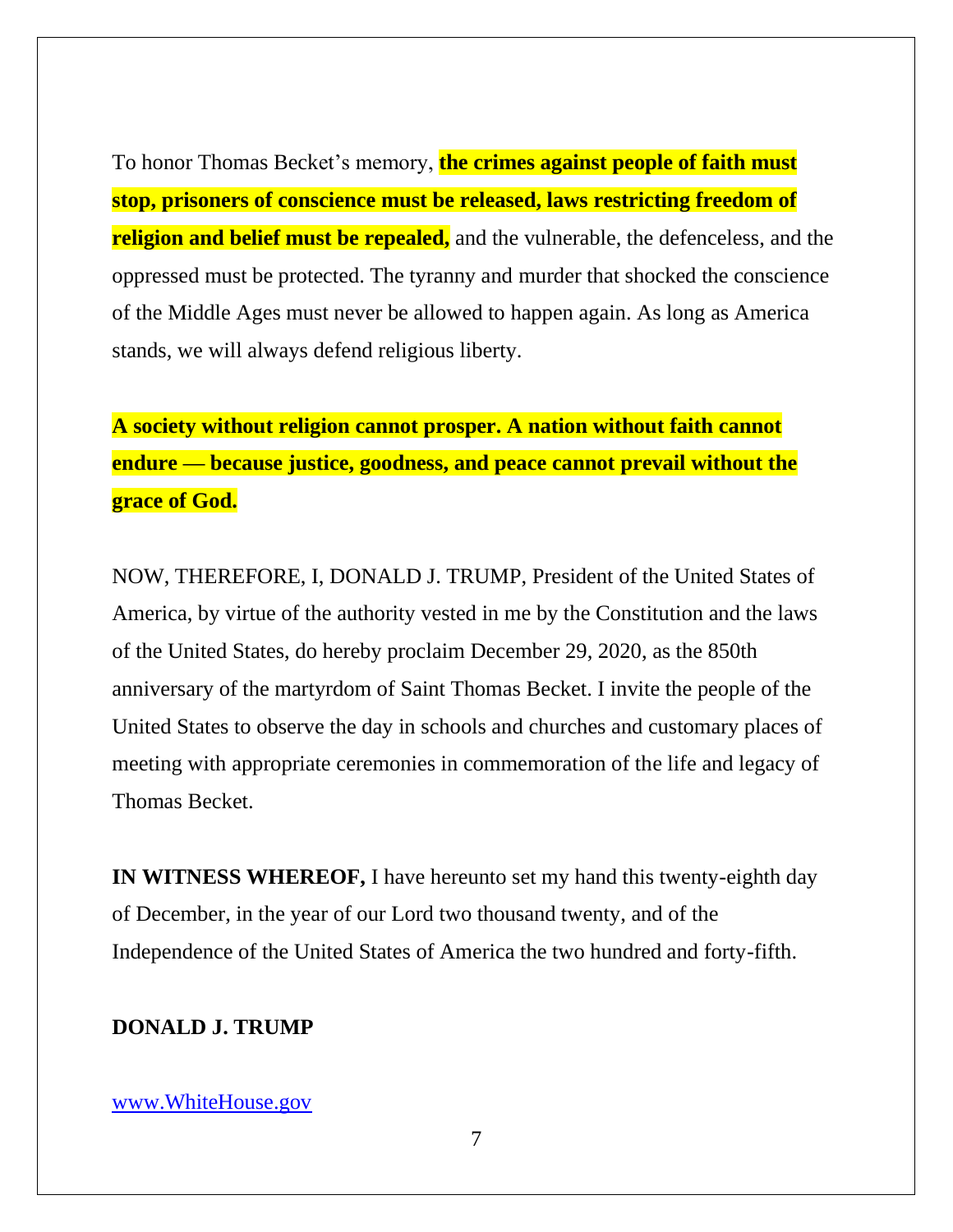To honor Thomas Becket's memory, **the crimes against people of faith must stop, prisoners of conscience must be released, laws restricting freedom of religion and belief must be repealed,** and the vulnerable, the defenceless, and the oppressed must be protected. The tyranny and murder that shocked the conscience of the Middle Ages must never be allowed to happen again. As long as America stands, we will always defend religious liberty.

**A society without religion cannot prosper. A nation without faith cannot endure — because justice, goodness, and peace cannot prevail without the grace of God.**

NOW, THEREFORE, I, DONALD J. TRUMP, President of the United States of America, by virtue of the authority vested in me by the Constitution and the laws of the United States, do hereby proclaim December 29, 2020, as the 850th anniversary of the martyrdom of Saint Thomas Becket. I invite the people of the United States to observe the day in schools and churches and customary places of meeting with appropriate ceremonies in commemoration of the life and legacy of Thomas Becket.

**IN WITNESS WHEREOF,** I have hereunto set my hand this twenty-eighth day of December, in the year of our Lord two thousand twenty, and of the Independence of the United States of America the two hundred and forty-fifth.

**DONALD J. TRUMP**

[www.WhiteHouse.gov](http://www.WhiteHouse.gov)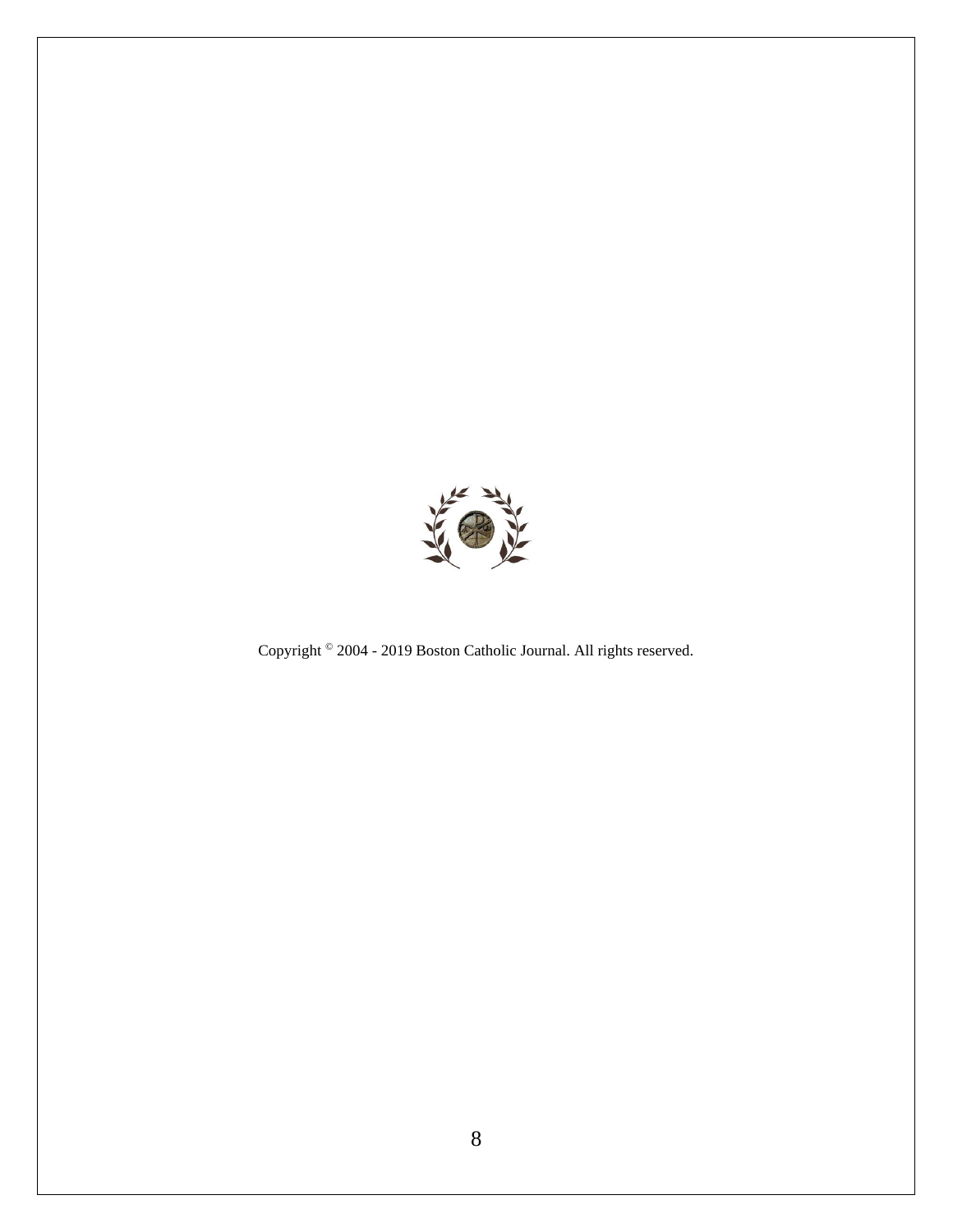Copyright © 2004 - 2019 Boston Catholic Journal. All rights reserved.